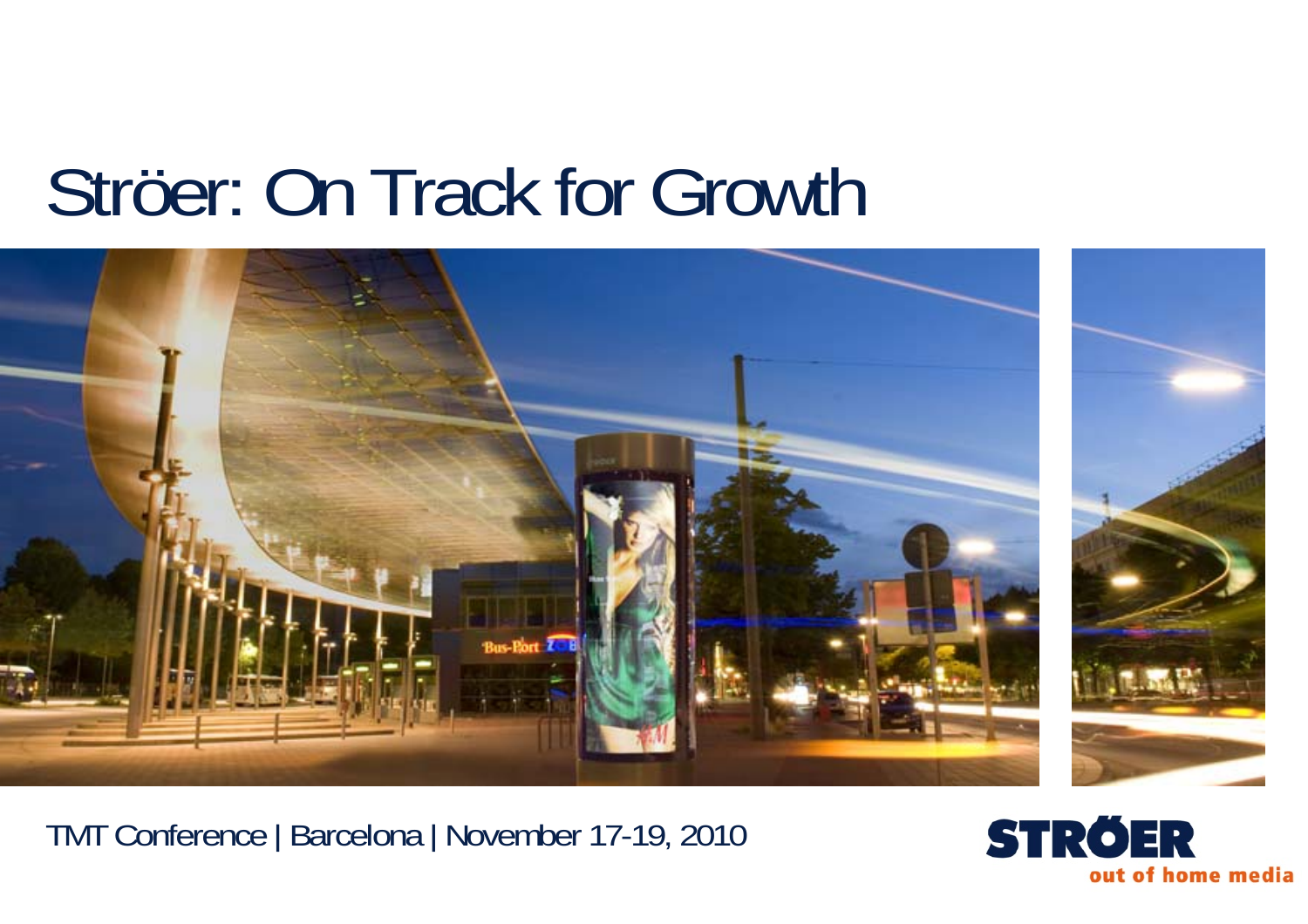# Ströer: On Track for Growth

TMT Conference | Barcelona | November 17-19, 2010

STRÖER
out of home media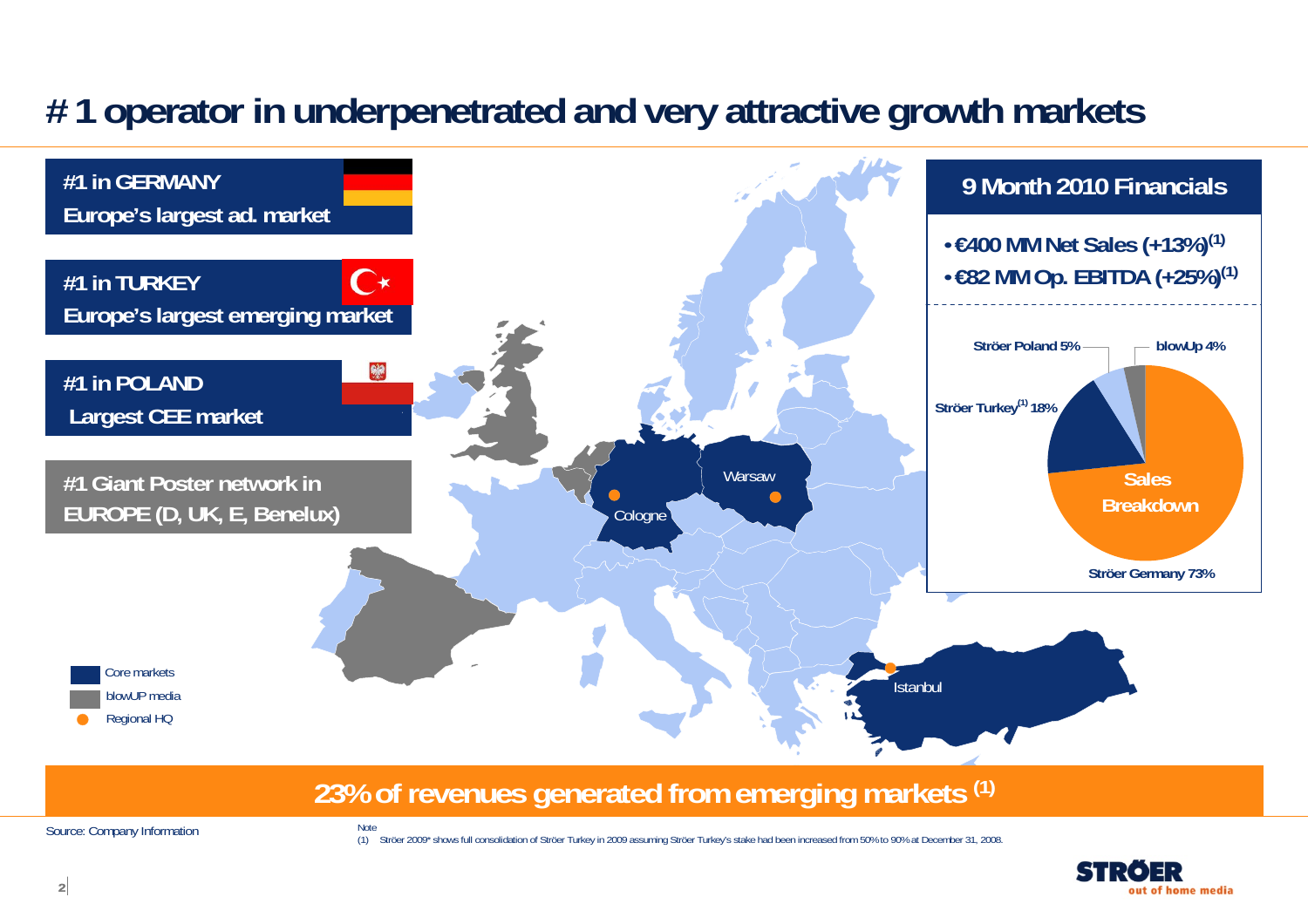# # 1 operator in underpenetrated and very attractive growth markets

**#1 in GERMANY**
**Europe's largest ad. market**

**#1 in TURKEY**
**Europe's largest emerging market**

**#1 in POLAND**
**Largest CEE market**

**#1 Giant Poster network in EUROPE (D, UK, E, Benelux)**

Cologne · Warsaw · Istanbul

- Core markets
- blowUP media
- Regional HQ

## 9 Month 2010 Financials

- €400 MM Net Sales (+13%)[1]
- €82 MM Op. EBITDA (+25%)[1]

**Sales Breakdown**

| Segment | Share |
|---|---|
| Ströer Germany | 73% |
| Ströer Turkey[1] | 18% |
| Ströer Poland | 5% |
| blowUp | 4% |

**23% of revenues generated from emerging markets [1]**

Source: Company Information

Note
(1) Ströer 2009* shows full consolidation of Ströer Turkey in 2009 assuming Ströer Turkey's stake had been increased from 50% to 90% at December 31, 2008.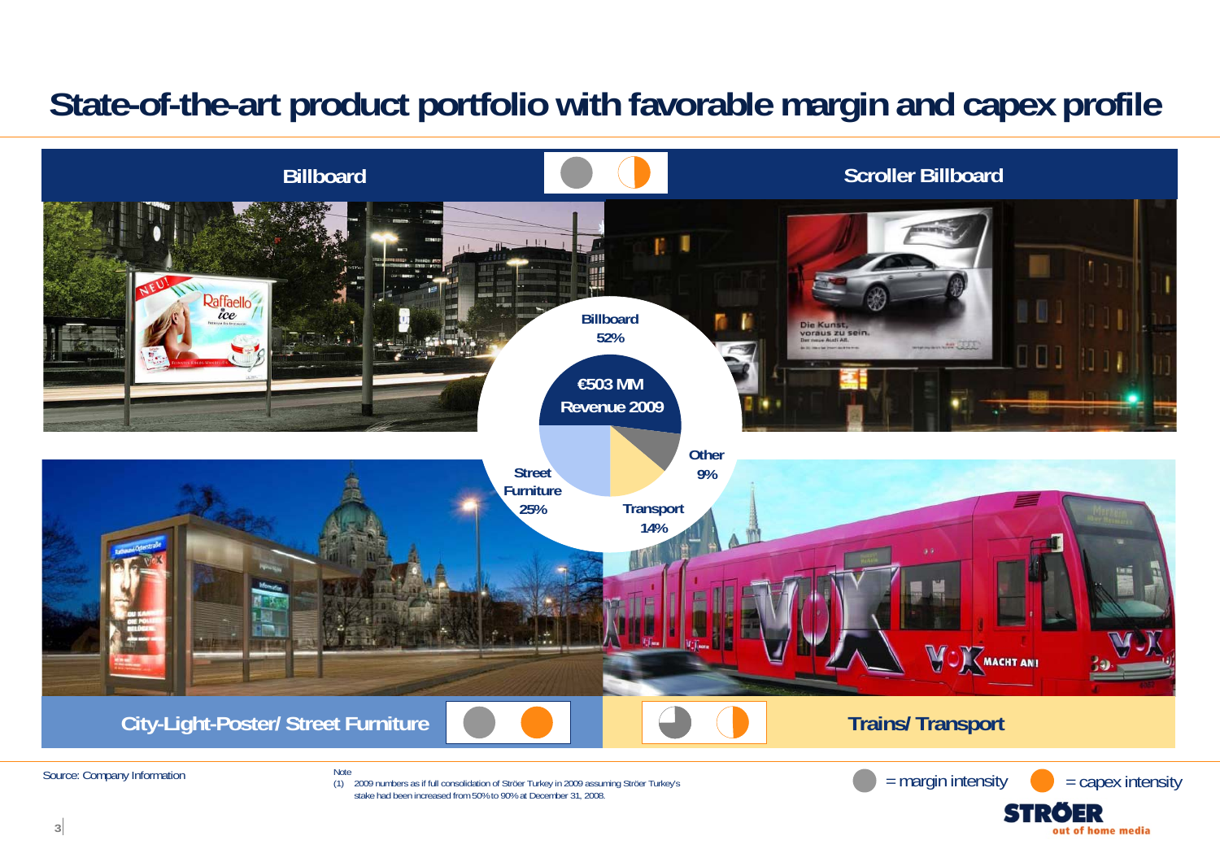# State-of-the-art product portfolio with favorable margin and capex profile

**Billboard**

**Scroller Billboard**

**Billboard 52%**

**€503 MM Revenue 2009**

**Other 9%**

**Street Furniture 25%**

**Transport 14%**

**City-Light-Poster/ Street Furniture**

**Trains/ Transport**

Source: Company Information

Note
(1) 2009 numbers as if full consolidation of Ströer Turkey in 2009 assuming Ströer Turkey's stake had been increased from 50% to 90% at December 31, 2008.

= margin intensity   = capex intensity

STRÖER out of home media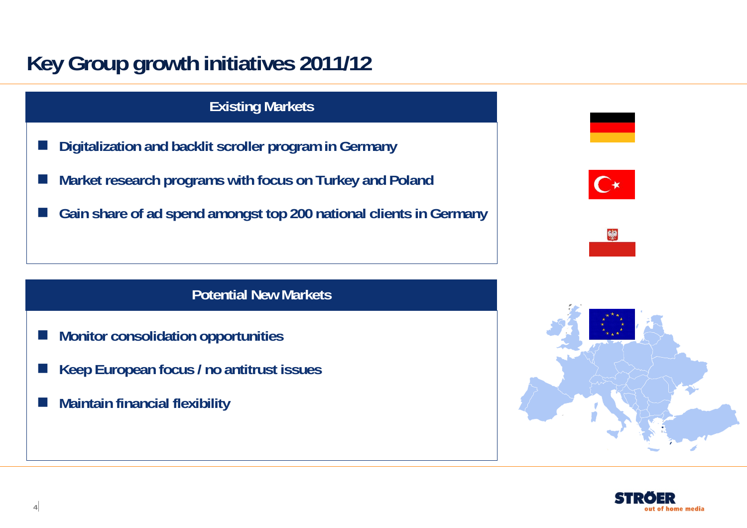# Key Group growth initiatives 2011/12

## Existing Markets

- **Digitalization and backlit scroller program in Germany**
- **Market research programs with focus on Turkey and Poland**
- **Gain share of ad spend amongst top 200 national clients in Germany**

## Potential New Markets

- **Monitor consolidation opportunities**
- **Keep European focus / no antitrust issues**
- **Maintain financial flexibility**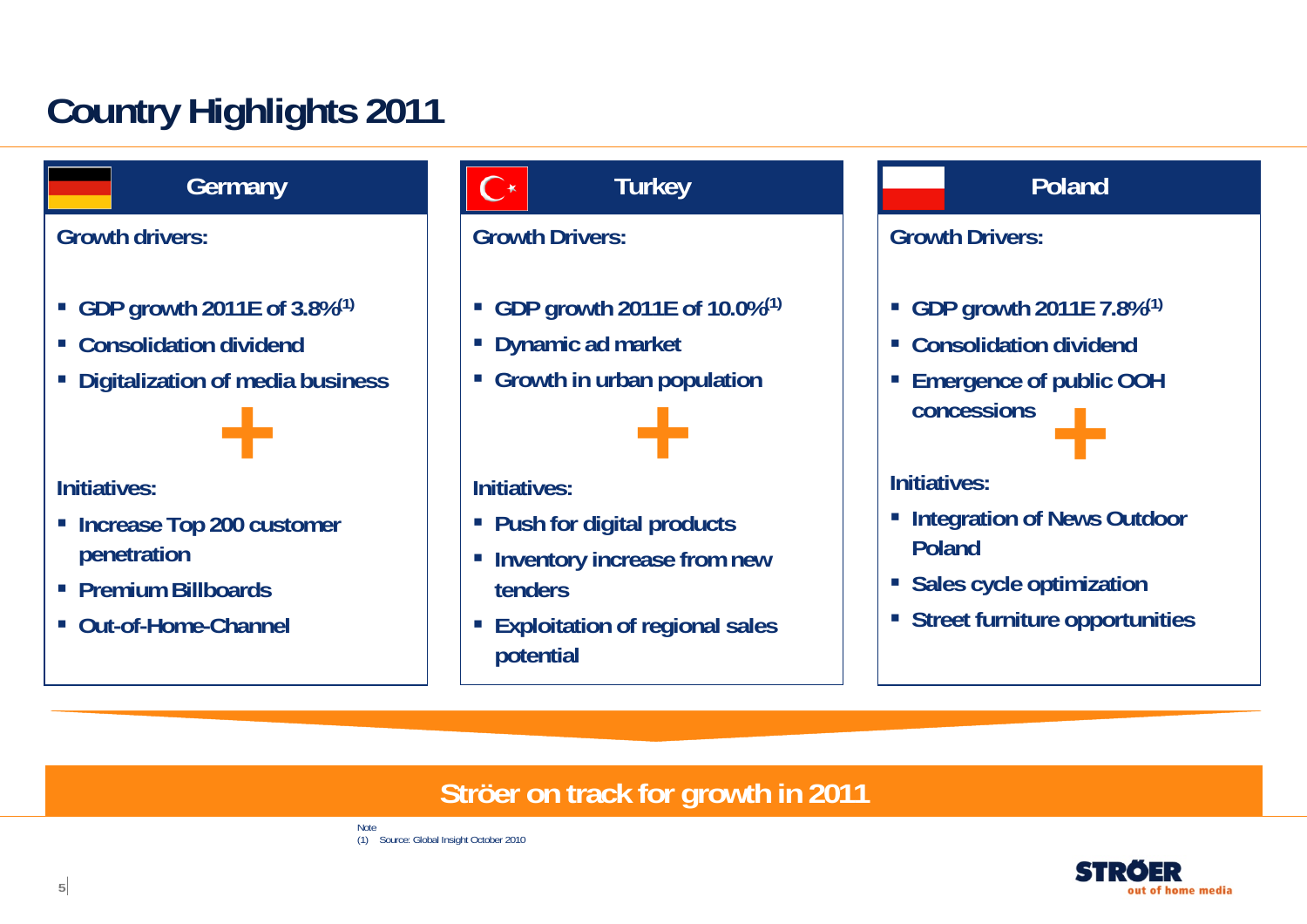# Country Highlights 2011

## Germany

**Growth drivers:**

- GDP growth 2011E of 3.8%[1]
- Consolidation dividend
- Digitalization of media business

+

**Initiatives:**

- Increase Top 200 customer penetration
- Premium Billboards
- Out-of-Home-Channel

## Turkey

**Growth Drivers:**

- GDP growth 2011E of 10.0%[1]
- Dynamic ad market
- Growth in urban population

+

**Initiatives:**

- Push for digital products
- Inventory increase from new tenders
- Exploitation of regional sales potential

## Poland

**Growth Drivers:**

- GDP growth 2011E 7.8%[1]
- Consolidation dividend
- Emergence of public OOH concessions

+

**Initiatives:**

- Integration of News Outdoor Poland
- Sales cycle optimization
- Street furniture opportunities

**Ströer on track for growth in 2011**

Note
(1) Source: Global Insight October 2010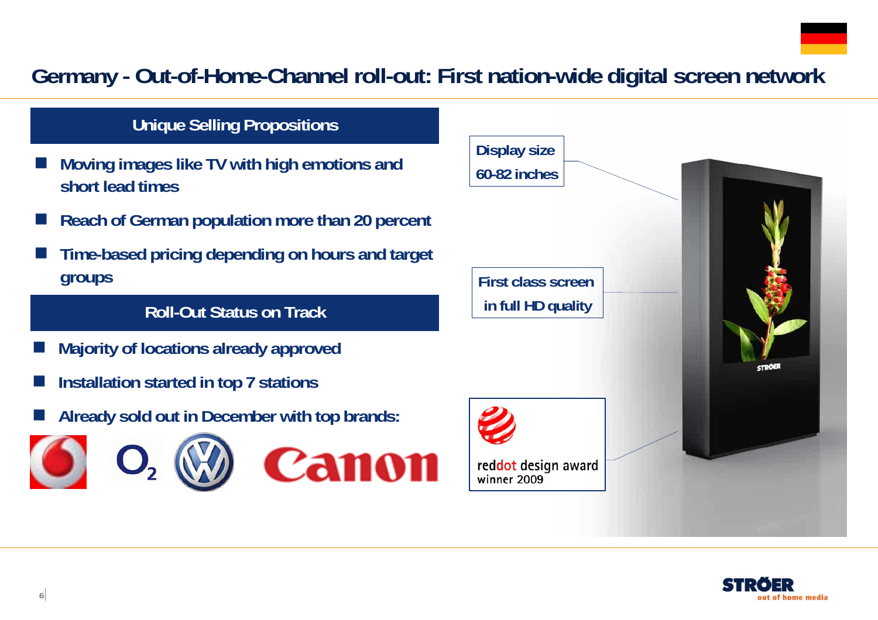# Germany - Out-of-Home-Channel roll-out: First nation-wide digital screen network

## Unique Selling Propositions

- Moving images like TV with high emotions and short lead times
- Reach of German population more than 20 percent
- Time-based pricing depending on hours and target groups

## Roll-Out Status on Track

- Majority of locations already approved
- Installation started in top 7 stations
- Already sold out in December with top brands:

Display size 60-82 inches

First class screen in full HD quality

reddot design award winner 2009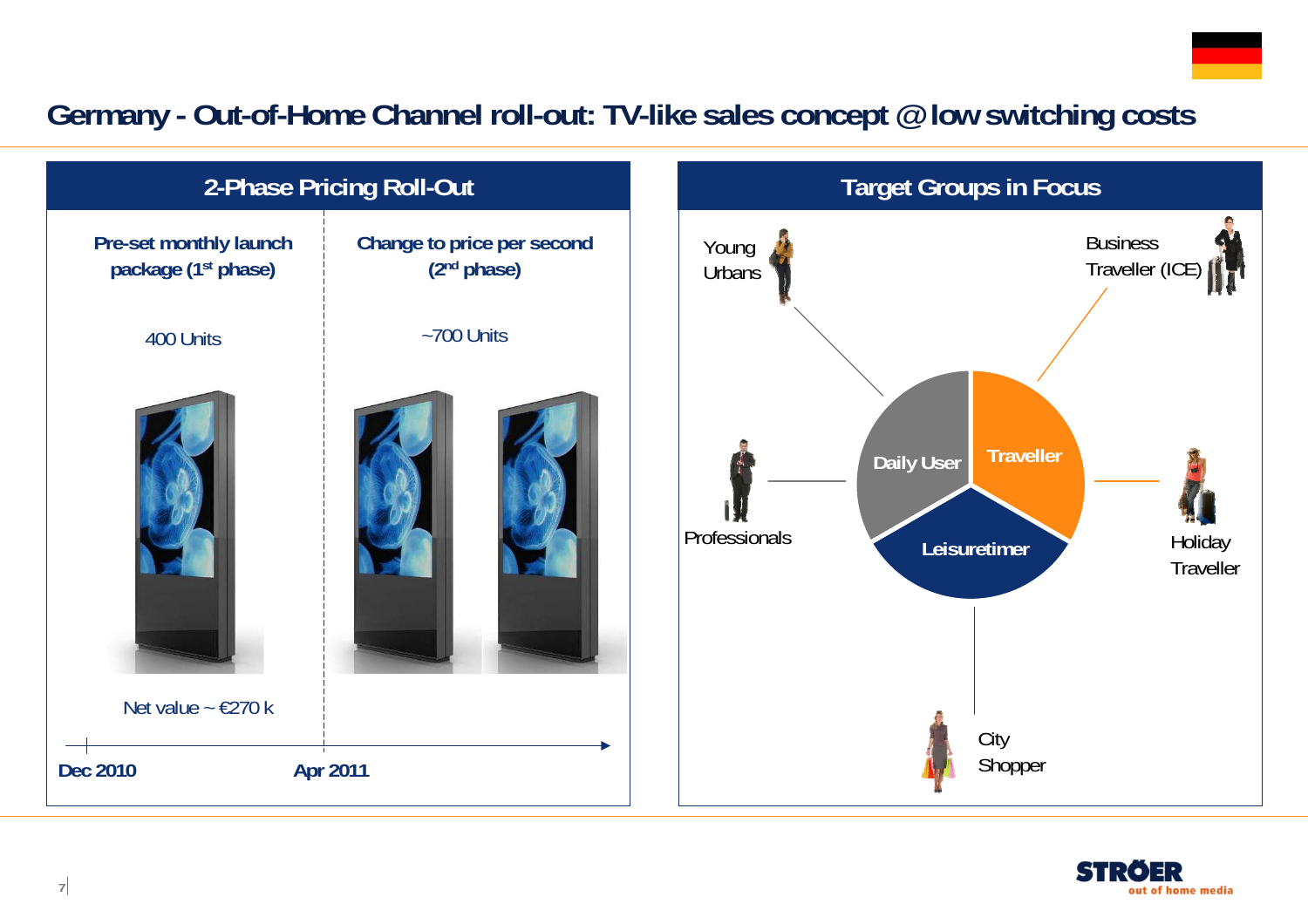# Germany - Out-of-Home Channel roll-out: TV-like sales concept @ low switching costs

## 2-Phase Pricing Roll-Out

**Pre-set monthly launch package (1st phase)**

400 Units

Net value ~ €270 k

**Change to price per second (2nd phase)**

~700 Units

Dec 2010 — Apr 2011

## Target Groups in Focus

- **Daily User**
  - Young Urbans
  - Professionals
- **Traveller**
  - Business Traveller (ICE)
  - Holiday Traveller
- **Leisuretimer**
  - City Shopper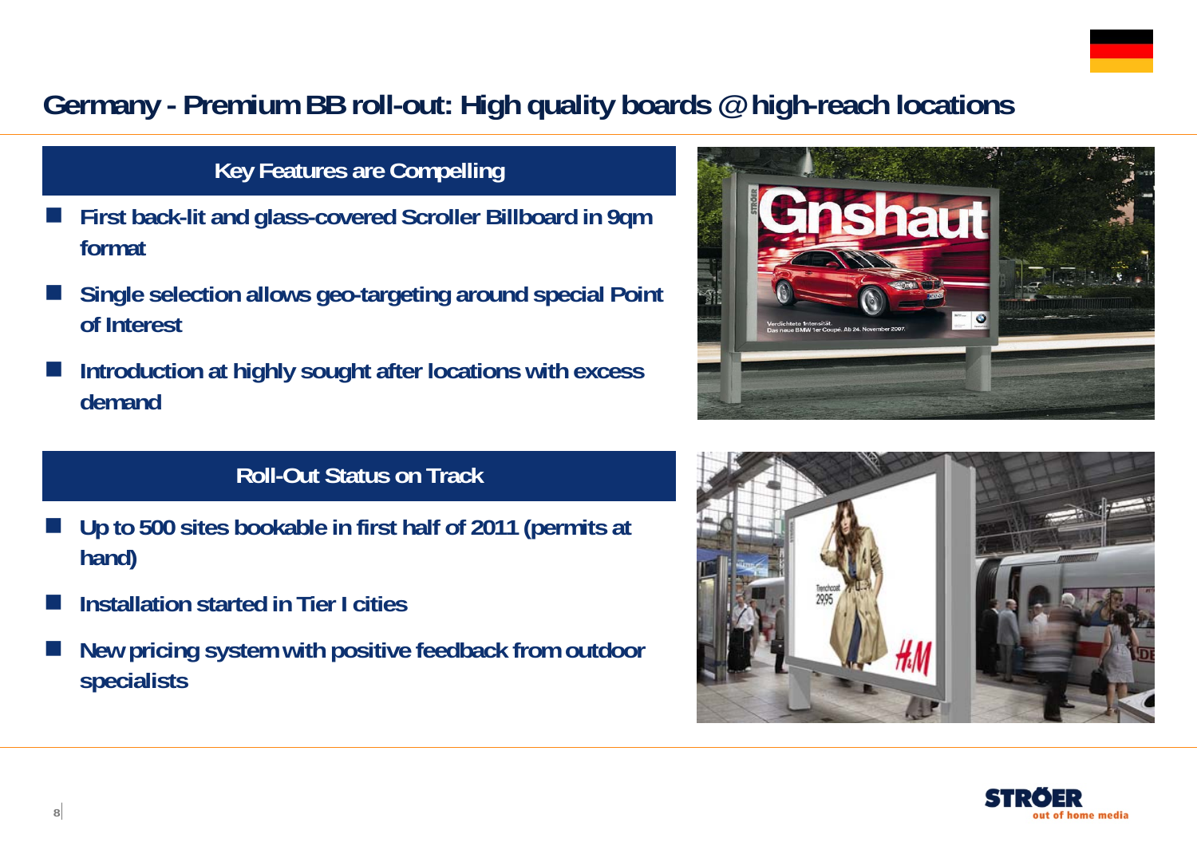# Germany - Premium BB roll-out: High quality boards @ high-reach locations

## Key Features are Compelling

- First back-lit and glass-covered Scroller Billboard in 9qm format
- Single selection allows geo-targeting around special Point of Interest
- Introduction at highly sought after locations with excess demand

## Roll-Out Status on Track

- Up to 500 sites bookable in first half of 2011 (permits at hand)
- Installation started in Tier I cities
- New pricing system with positive feedback from outdoor specialists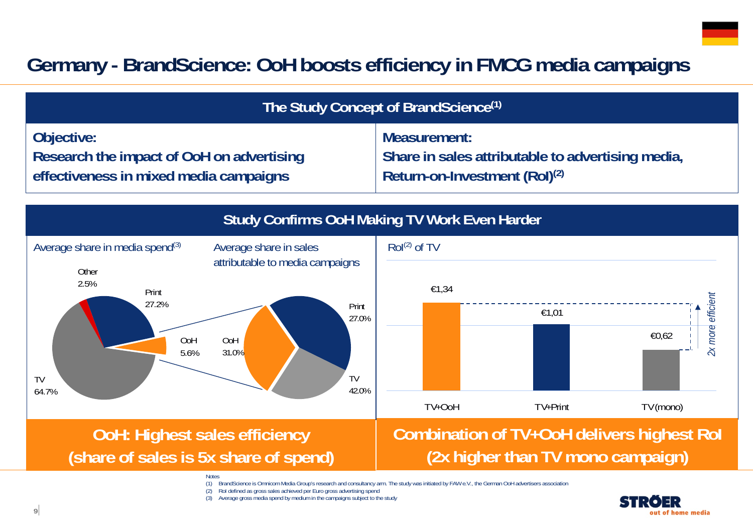# Germany - BrandScience: OoH boosts efficiency in FMCG media campaigns

## The Study Concept of BrandScience[1]

| **Objective:** | **Measurement:** |
|---|---|
| **Research the impact of OoH on advertising effectiveness in mixed media campaigns** | **Share in sales attributable to advertising media, Return-on-Investment (RoI)[2]** |

## Study Confirms OoH Making TV Work Even Harder

**Average share in media spend[3]**

| Medium | Share |
|---|---|
| TV | 64.7% |
| Print | 27.2% |
| OoH | 5.6% |
| Other | 2.5% |

**Average share in sales attributable to media campaigns**

| Medium | Share |
|---|---|
| TV | 42.0% |
| OoH | 31.0% |
| Print | 27.0% |

**RoI[2] of TV**

| Campaign | RoI |
|---|---|
| TV+OoH | €1,34 |
| TV+Print | €1,01 |
| TV(mono) | €0,62 |

*2x more efficient*

**OoH: Highest sales efficiency (share of sales is 5x share of spend)**

**Combination of TV+OoH delivers highest RoI (2x higher than TV mono campaign)**

Notes
(1) BrandScience is Omnicom Media Group's research and consultancy arm. The study was initiated by FAW e.V., the German OoH advertisers association
(2) RoI defined as gross sales achieved per Euro gross advertising spend
(3) Average gross media spend by medium in the campaigns subject to the study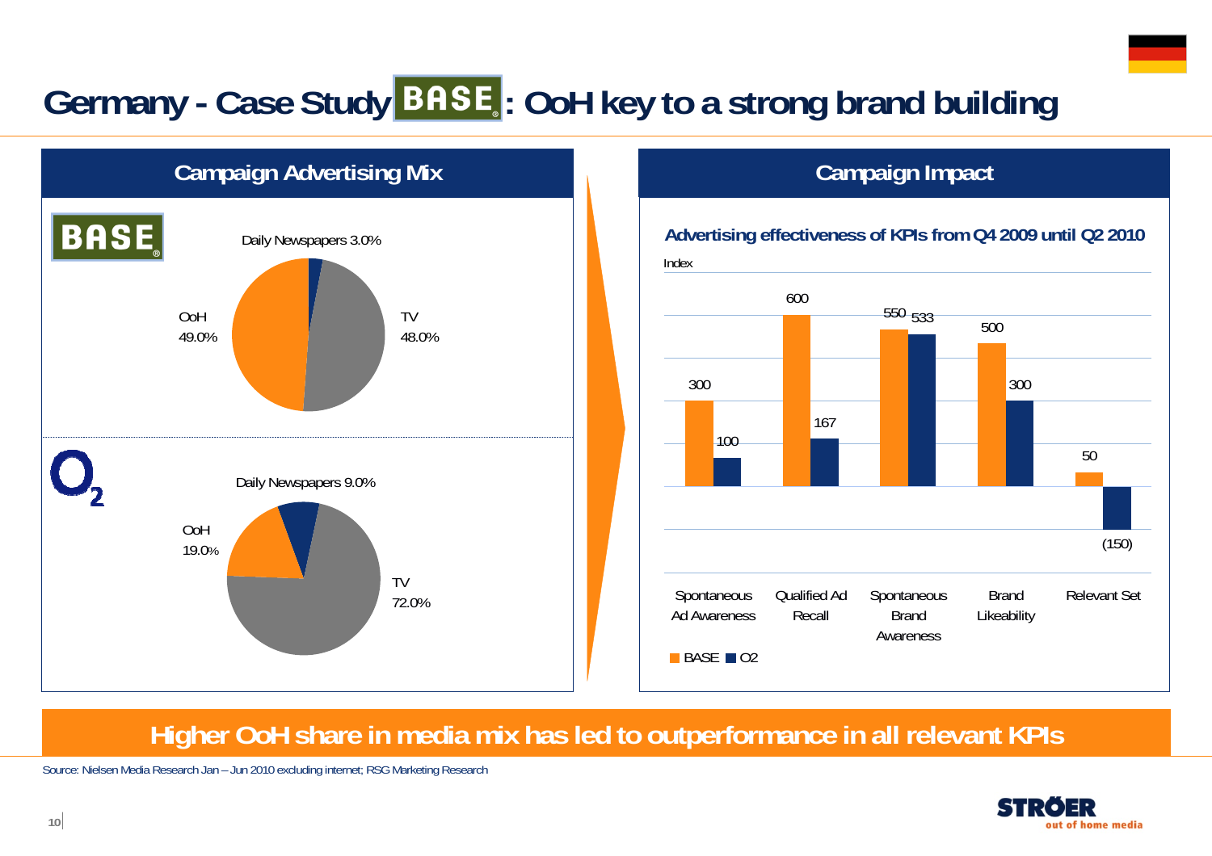# Germany - Case Study BASE: OoH key to a strong brand building

## Campaign Advertising Mix

**BASE**

| Medium | Share |
|---|---|
| Daily Newspapers | 3.0% |
| TV | 48.0% |
| OoH | 49.0% |

**O2**

| Medium | Share |
|---|---|
| Daily Newspapers | 9.0% |
| TV | 72.0% |
| OoH | 19.0% |

## Campaign Impact

### Advertising effectiveness of KPIs from Q4 2009 until Q2 2010

Index

| KPI | BASE | O2 |
|---|---|---|
| Spontaneous Ad Awareness | 300 | 100 |
| Qualified Ad Recall | 600 | 167 |
| Spontaneous Brand Awareness | 550 | 533 |
| Brand Likeability | 500 | 300 |
| Relevant Set | 50 | (150) |

**Higher OoH share in media mix has led to outperformance in all relevant KPIs**

Source: Nielsen Media Research Jan – Jun 2010 excluding internet; RSG Marketing Research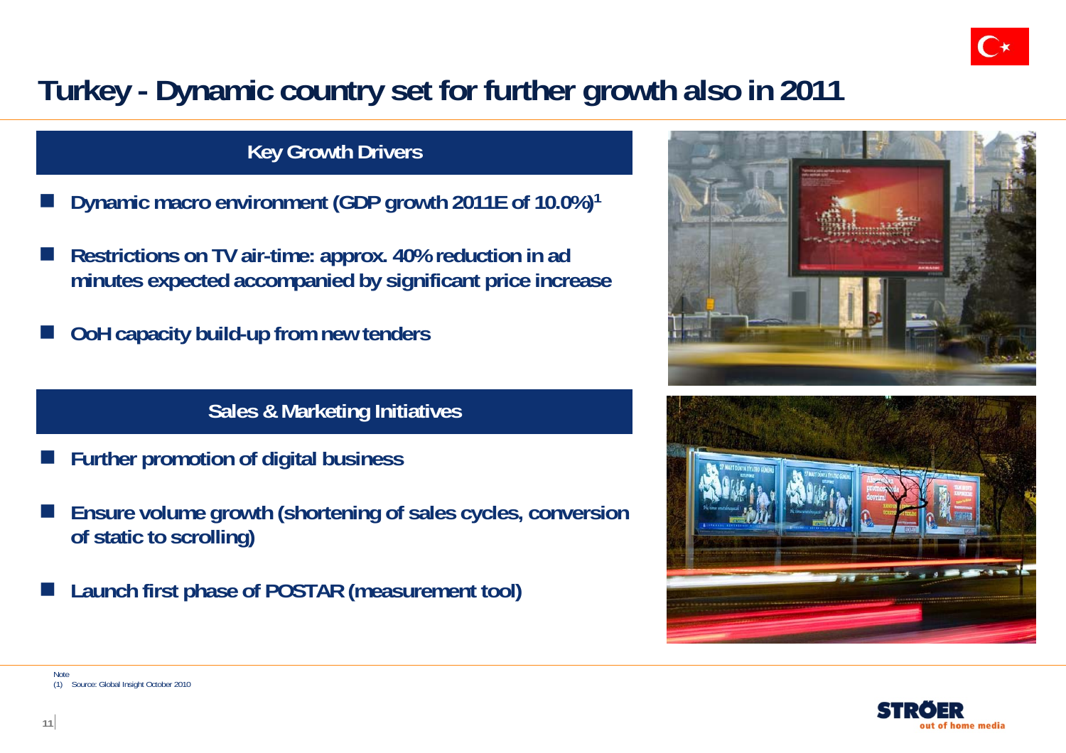# Turkey - Dynamic country set for further growth also in 2011

## Key Growth Drivers

- Dynamic macro environment (GDP growth 2011E of 10.0%)[1]
- Restrictions on TV air-time: approx. 40% reduction in ad minutes expected accompanied by significant price increase
- OoH capacity build-up from new tenders

## Sales & Marketing Initiatives

- Further promotion of digital business
- Ensure volume growth (shortening of sales cycles, conversion of static to scrolling)
- Launch first phase of POSTAR (measurement tool)

Note
(1) Source: Global Insight October 2010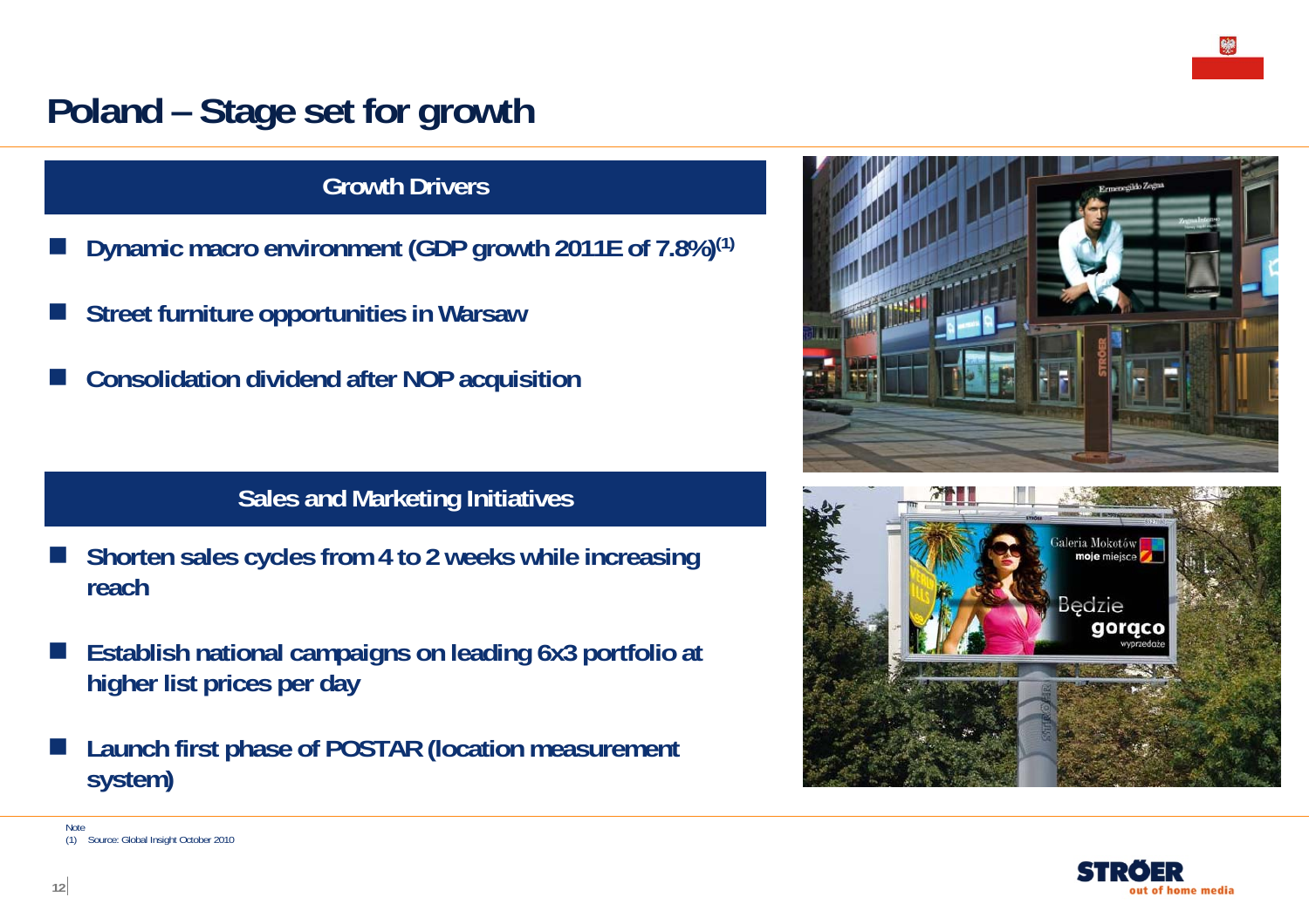# Poland – Stage set for growth

## Growth Drivers

- Dynamic macro environment (GDP growth 2011E of 7.8%)[(1)]
- Street furniture opportunities in Warsaw
- Consolidation dividend after NOP acquisition

## Sales and Marketing Initiatives

- Shorten sales cycles from 4 to 2 weeks while increasing reach
- Establish national campaigns on leading 6x3 portfolio at higher list prices per day
- Launch first phase of POSTAR (location measurement system)

Note
(1) Source: Global Insight October 2010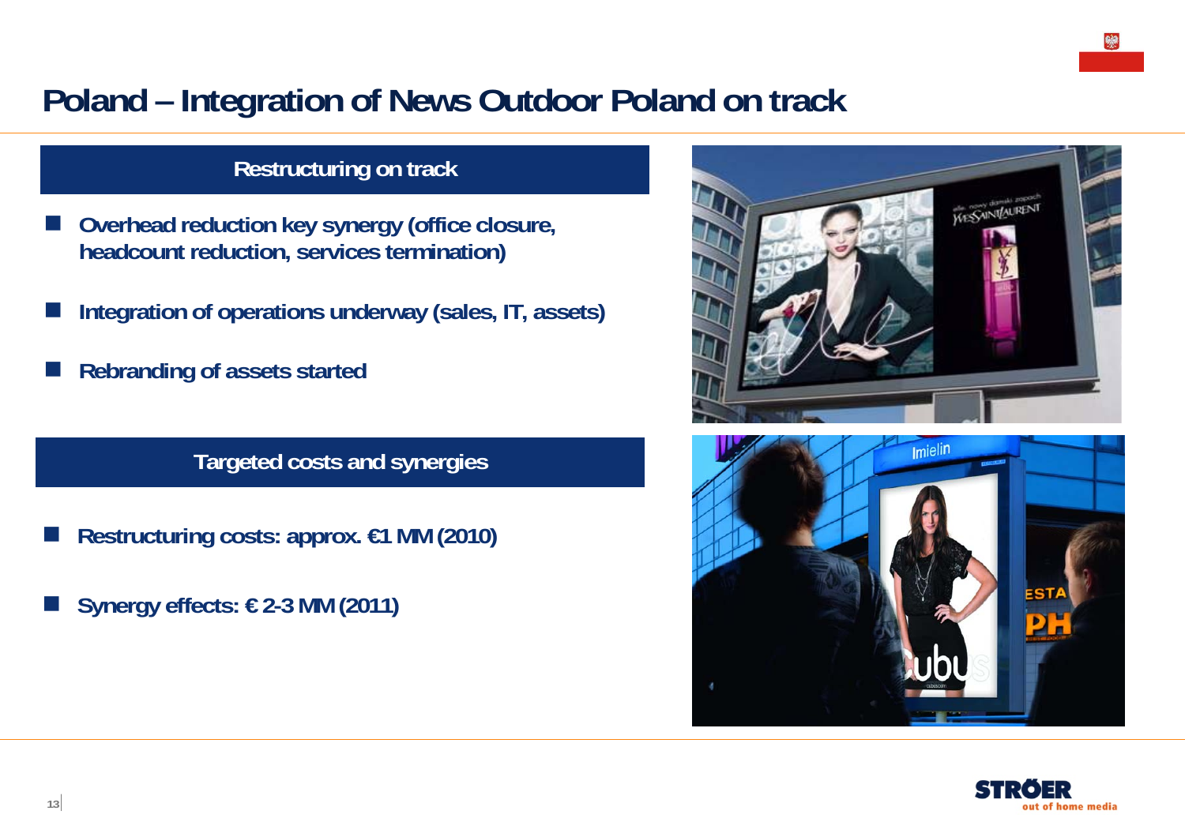# Poland – Integration of News Outdoor Poland on track

## Restructuring on track

- **Overhead reduction key synergy (office closure, headcount reduction, services termination)**
- **Integration of operations underway (sales, IT, assets)**
- **Rebranding of assets started**

## Targeted costs and synergies

- **Restructuring costs: approx. €1 MM (2010)**
- **Synergy effects: € 2-3 MM (2011)**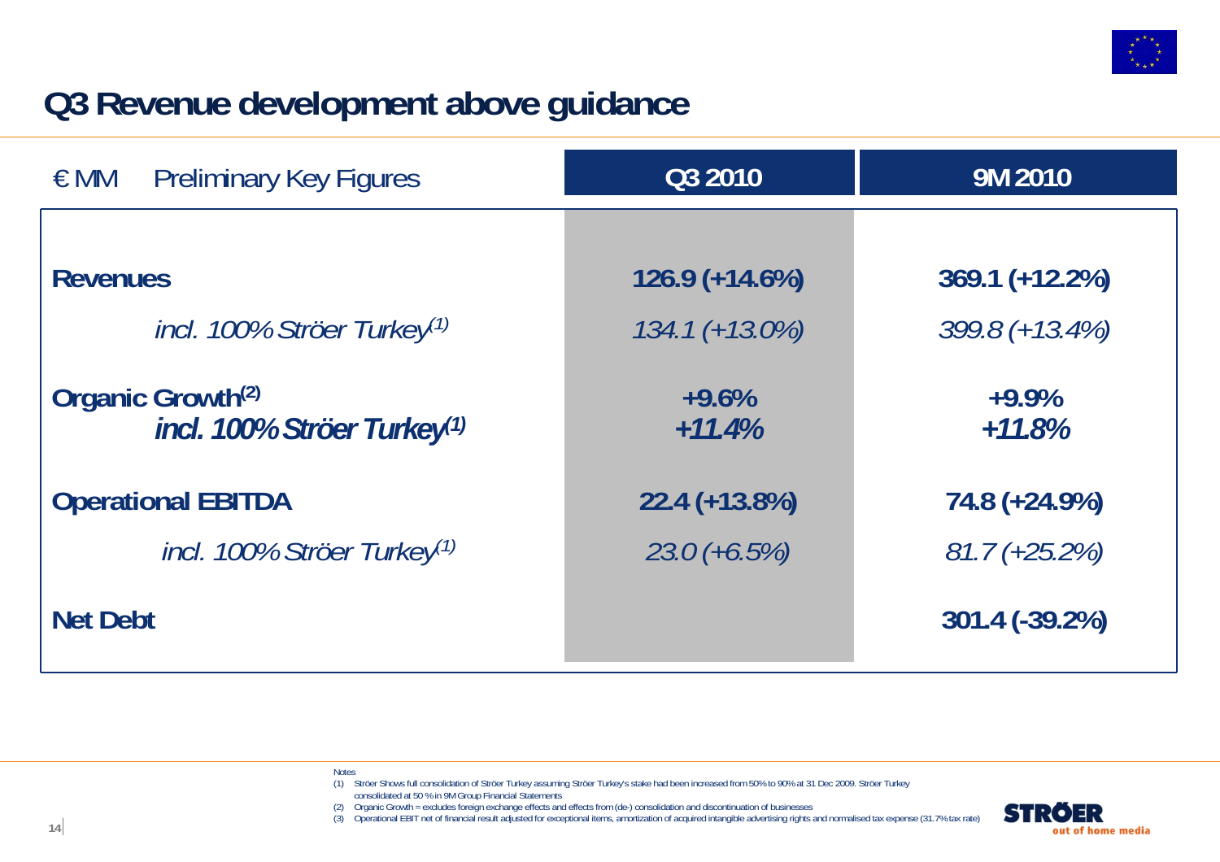# Q3 Revenue development above guidance

| € MM Preliminary Key Figures | Q3 2010 | 9M 2010 |
| --- | --- | --- |
| **Revenues** | **126.9 (+14.6%)** | **369.1 (+12.2%)** |
| *incl. 100% Ströer Turkey*(1) | *134.1 (+13.0%)* | *399.8 (+13.4%)* |
| **Organic Growth**(2) | **+9.6%** | **+9.9%** |
| ***incl. 100% Ströer Turkey***(1) | ***+11.4%*** | ***+11.8%*** |
| **Operational EBITDA** | **22.4 (+13.8%)** | **74.8 (+24.9%)** |
| *incl. 100% Ströer Turkey*(1) | *23.0 (+6.5%)* | *81.7 (+25.2%)* |
| **Net Debt** | | **301.4 (-39.2%)** |

Notes

(1) Ströer Shows full consolidation of Ströer Turkey assuming Ströer Turkey's stake had been increased from 50% to 90% at 31 Dec 2009. Ströer Turkey consolidated at 50 % in 9M Group Financial Statements

(2) Organic Growth = excludes foreign exchange effects and effects from (de-) consolidation and discontinuation of businesses

(3) Operational EBIT net of financial result adjusted for exceptional items, amortization of acquired intangible advertising rights and normalised tax expense (31.7% tax rate)

STRÖER out of home media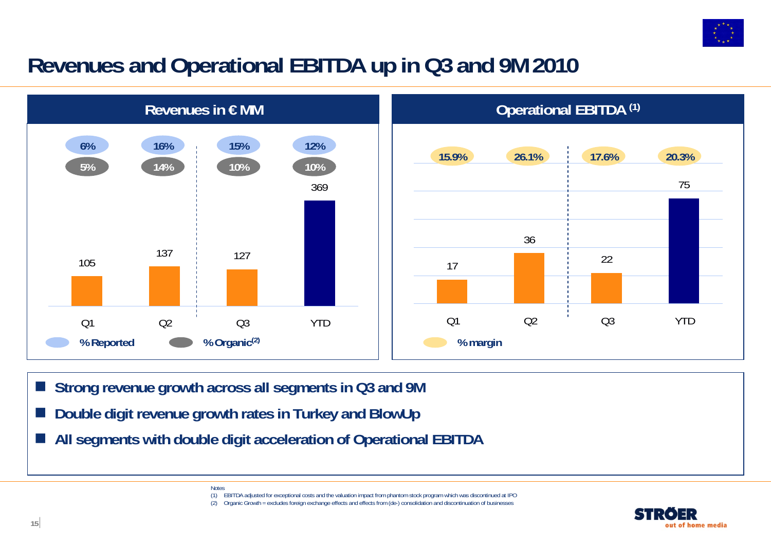# Revenues and Operational EBITDA up in Q3 and 9M 2010

## Revenues in € MM

| | Q1 | Q2 | Q3 | YTD |
|---|---|---|---|---|
| Revenues | 105 | 137 | 127 | 369 |
| % Reported | 6% | 16% | 15% | 12% |
| % Organic[(2)] | 5% | 14% | 10% | 10% |

## Operational EBITDA [(1)]

| | Q1 | Q2 | Q3 | YTD |
|---|---|---|---|---|
| Operational EBITDA | 17 | 36 | 22 | 75 |
| % margin | 15.9% | 26.1% | 17.6% | 20.3% |

- **Strong revenue growth across all segments in Q3 and 9M**
- **Double digit revenue growth rates in Turkey and BlowUp**
- **All segments with double digit acceleration of Operational EBITDA**

Notes

(1) EBITDA adjusted for exceptional costs and the valuation impact from phantom stock program which was discontinued at IPO

(2) Organic Growth = excludes foreign exchange effects and effects from (de-) consolidation and discontinuation of businesses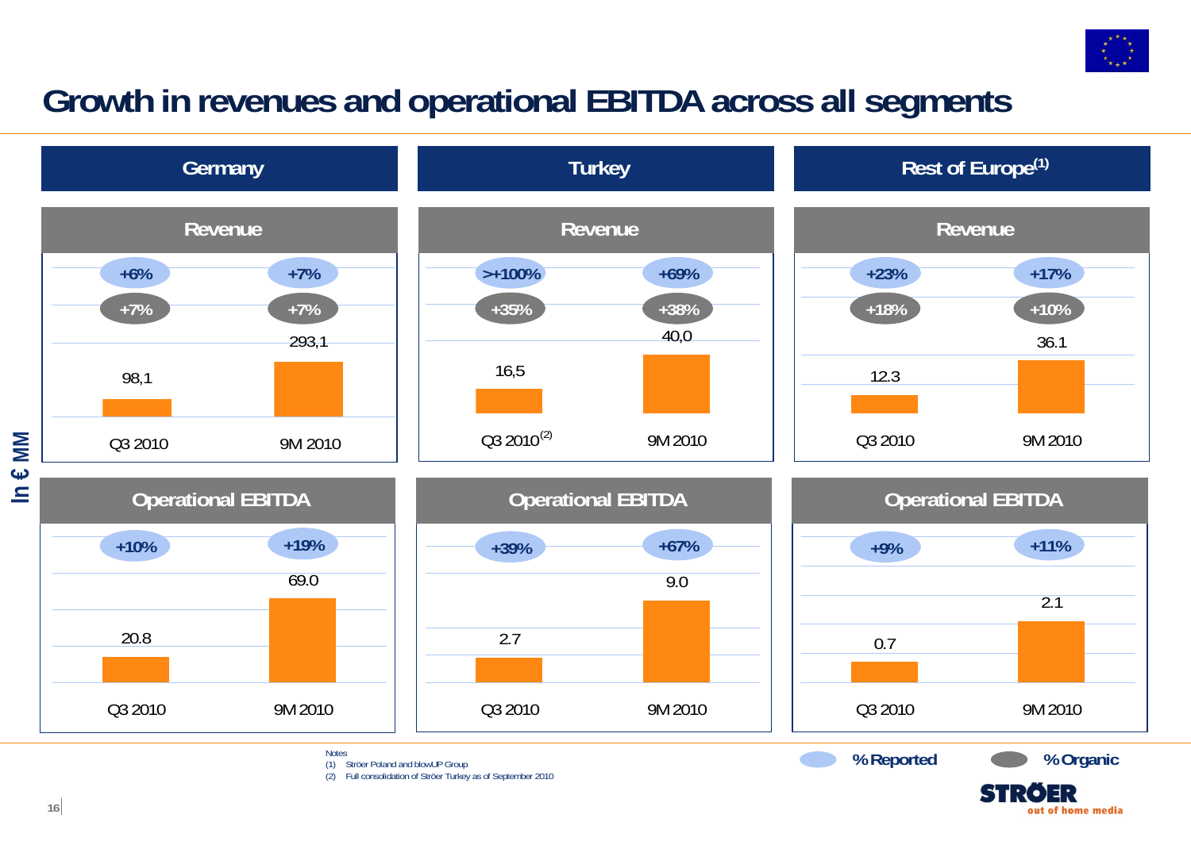# Growth in revenues and operational EBITDA across all segments

In € MM

## Germany

**Revenue**

| | Q3 2010 | 9M 2010 |
|---|---|---|
| % Reported | +6% | +7% |
| % Organic | +7% | +7% |
| Value | 98,1 | 293,1 |

**Operational EBITDA**

| | Q3 2010 | 9M 2010 |
|---|---|---|
| % Reported | +10% | +19% |
| Value | 20.8 | 69.0 |

## Turkey

**Revenue**

| | Q3 2010[(2)] | 9M 2010 |
|---|---|---|
| % Reported | >+100% | +69% |
| % Organic | +35% | +38% |
| Value | 16,5 | 40,0 |

**Operational EBITDA**

| | Q3 2010 | 9M 2010 |
|---|---|---|
| % Reported | +39% | +67% |
| Value | 2.7 | 9.0 |

## Rest of Europe[(1)]

**Revenue**

| | Q3 2010 | 9M 2010 |
|---|---|---|
| % Reported | +23% | +17% |
| % Organic | +18% | +10% |
| Value | 12.3 | 36.1 |

**Operational EBITDA**

| | Q3 2010 | 9M 2010 |
|---|---|---|
| % Reported | +9% | +11% |
| Value | 0.7 | 2.1 |

Notes
(1) Ströer Poland and blowUP Group
(2) Full consolidation of Ströer Turkey as of September 2010

STRÖER out of home media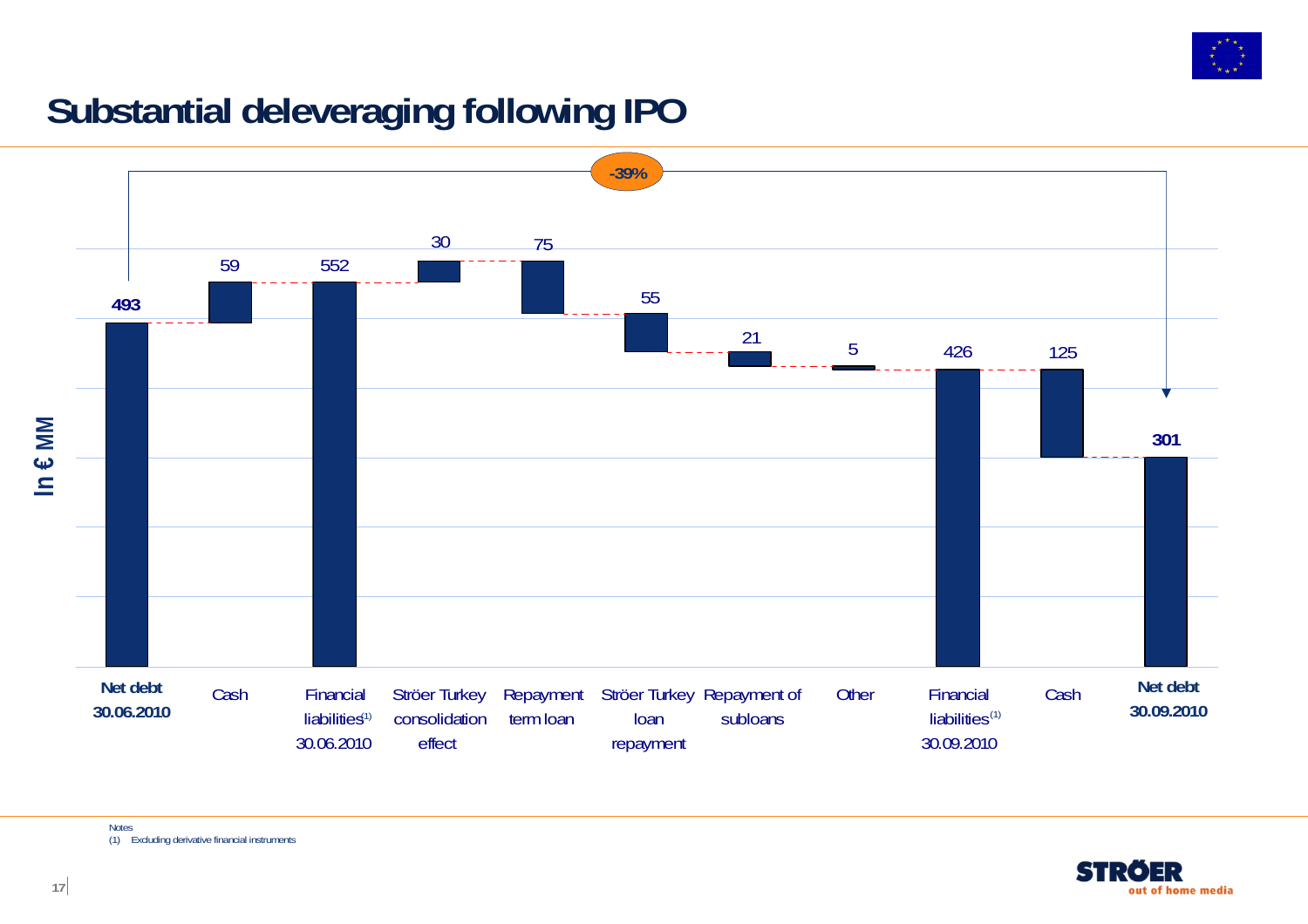# Substantial deleveraging following IPO

In € MM

-39%

| | Value |
|---|---|
| Net debt 30.06.2010 | 493 |
| Cash | 59 |
| Financial liabilities[1] 30.06.2010 | 552 |
| Ströer Turkey consolidation effect | 30 |
| Repayment term loan | 75 |
| Ströer Turkey loan repayment | 55 |
| Repayment of subloans | 21 |
| Other | 5 |
| Financial liabilities[1] 30.09.2010 | 426 |
| Cash | 125 |
| Net debt 30.09.2010 | 301 |

Notes
(1) Excluding derivative financial instruments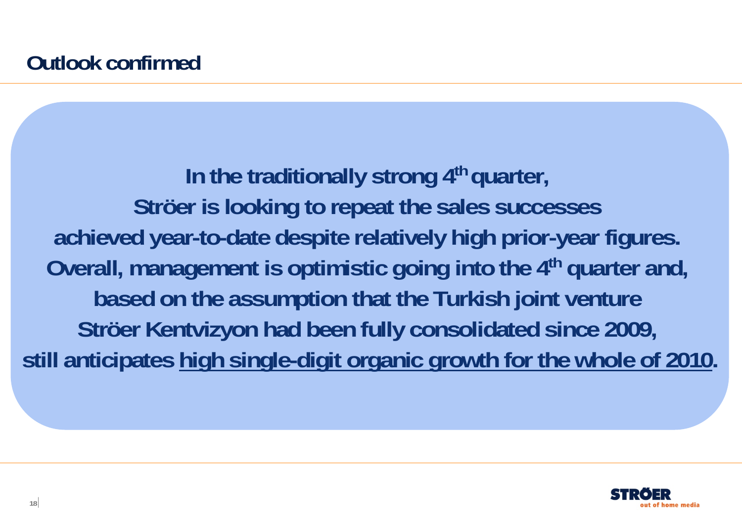# Outlook confirmed

**In the traditionally strong 4th quarter,
Ströer is looking to repeat the sales successes
achieved year-to-date despite relatively high prior-year figures.
Overall, management is optimistic going into the 4th quarter and,
based on the assumption that the Turkish joint venture
Ströer Kentvizyon had been fully consolidated since 2009,
still anticipates <u>high single-digit organic growth for the whole of 2010</u>.**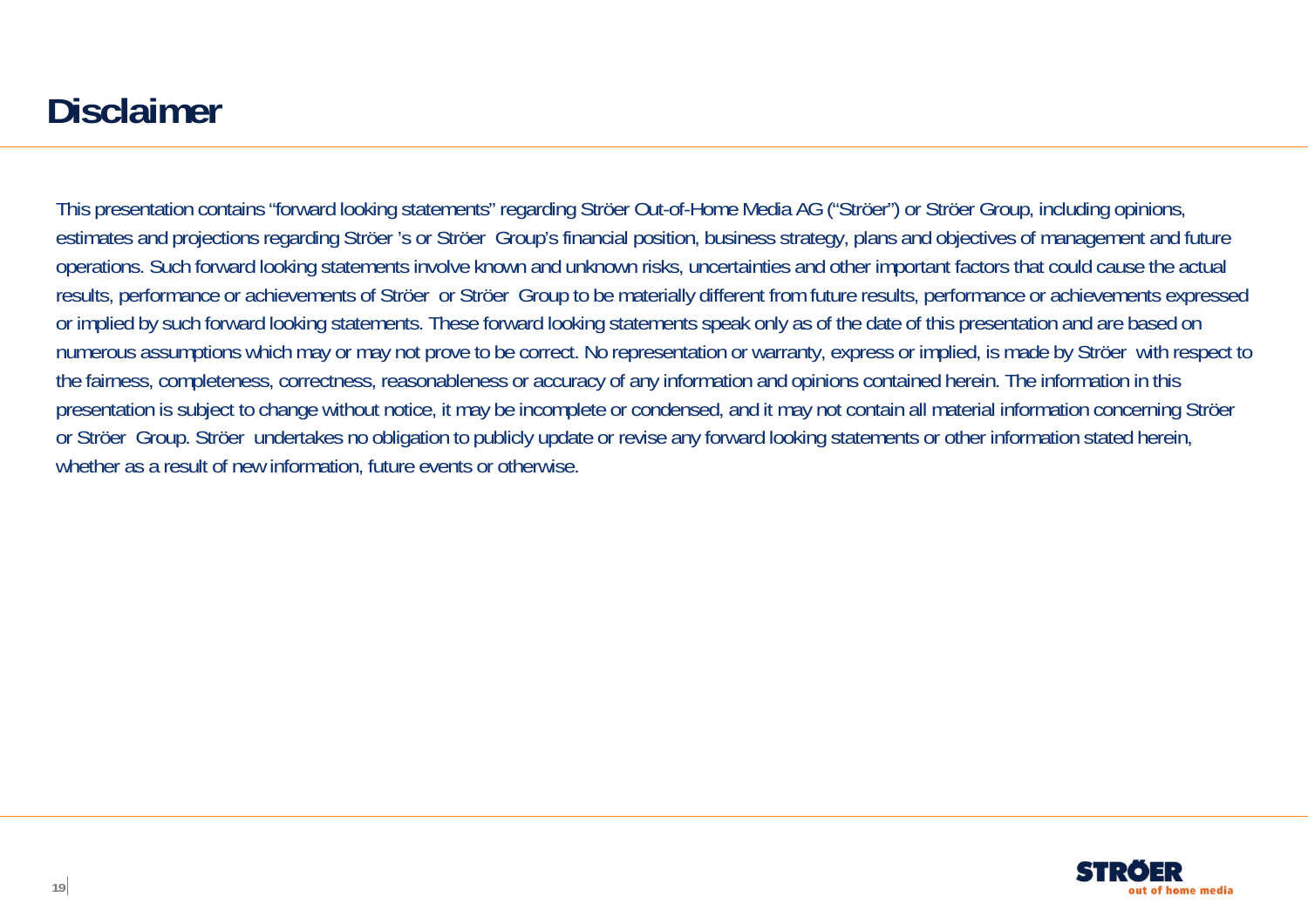# Disclaimer

This presentation contains "forward looking statements" regarding Ströer Out-of-Home Media AG ("Ströer") or Ströer Group, including opinions, estimates and projections regarding Ströer 's or Ströer Group's financial position, business strategy, plans and objectives of management and future operations. Such forward looking statements involve known and unknown risks, uncertainties and other important factors that could cause the actual results, performance or achievements of Ströer or Ströer Group to be materially different from future results, performance or achievements expressed or implied by such forward looking statements. These forward looking statements speak only as of the date of this presentation and are based on numerous assumptions which may or may not prove to be correct. No representation or warranty, express or implied, is made by Ströer with respect to the fairness, completeness, correctness, reasonableness or accuracy of any information and opinions contained herein. The information in this presentation is subject to change without notice, it may be incomplete or condensed, and it may not contain all material information concerning Ströer or Ströer Group. Ströer undertakes no obligation to publicly update or revise any forward looking statements or other information stated herein, whether as a result of new information, future events or otherwise.